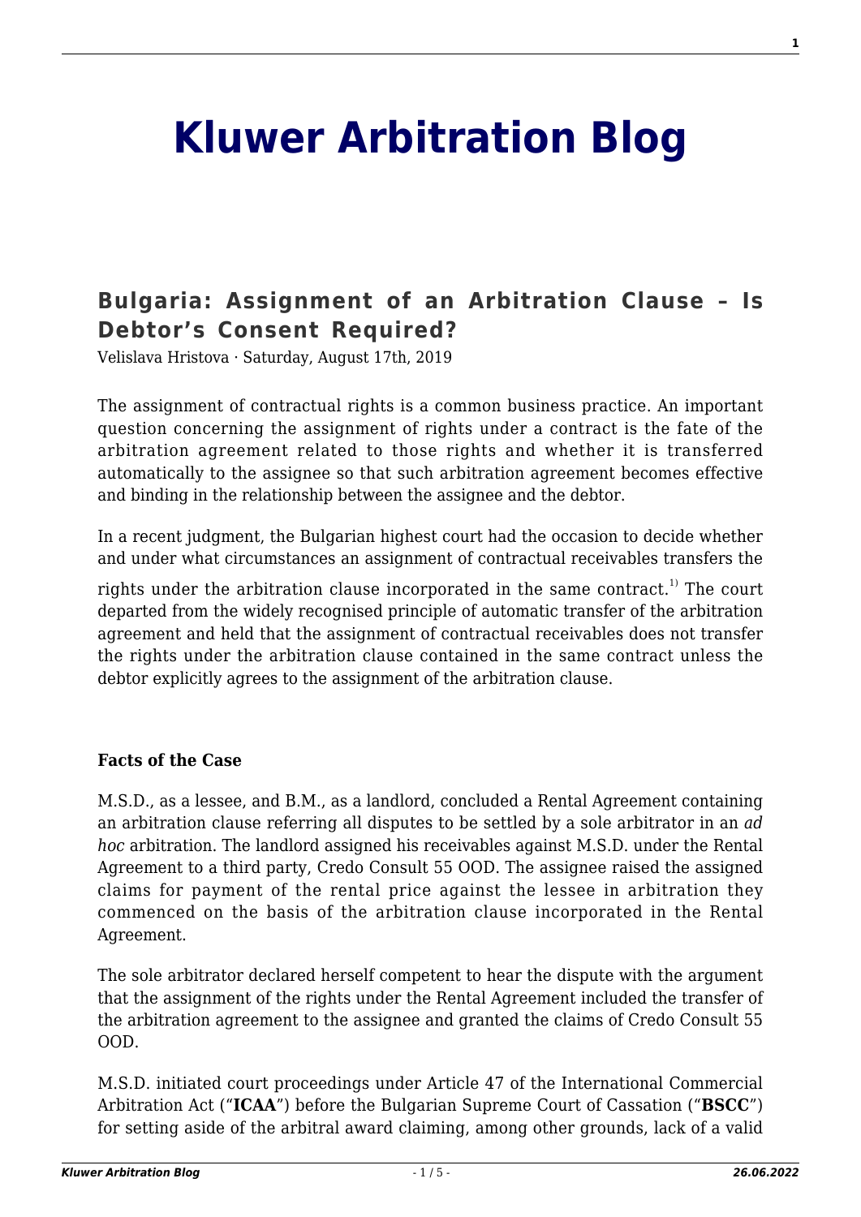# Kluwer Arbitration Blog

## Bulgaria: Assignment of an Arbitration Clause – Is Debtor's Consent Required?

Velislava Hristova · Saturday, August 17th, 2019

The assignment of contractual rights is a common business practice. An important question concerning the assignment of rights under a contract is the fate of the arbitration agreement related to those rights and whether it is transferred automatically to the assignee so that such arbitration agreement becomes effective and binding in the relationship between the assignee and the debtor.

In a recent judgment, the Bulgarian highest court had the occasion to decide whether and under what circumstances an assignment of contractual receivables transfers the rights under the arbitration clause incorporated in the same contract.[1] The court departed from the widely recognised principle of automatic transfer of the arbitration agreement and held that the assignment of contractual receivables does not transfer the rights under the arbitration clause contained in the same contract unless the debtor explicitly agrees to the assignment of the arbitration clause.

**Facts of the Case**

M.S.D., as a lessee, and B.M., as a landlord, concluded a Rental Agreement containing an arbitration clause referring all disputes to be settled by a sole arbitrator in an *ad hoc* arbitration. The landlord assigned his receivables against M.S.D. under the Rental Agreement to a third party, Credo Consult 55 OOD. The assignee raised the assigned claims for payment of the rental price against the lessee in arbitration they commenced on the basis of the arbitration clause incorporated in the Rental Agreement.

The sole arbitrator declared herself competent to hear the dispute with the argument that the assignment of the rights under the Rental Agreement included the transfer of the arbitration agreement to the assignee and granted the claims of Credo Consult 55 OOD.

M.S.D. initiated court proceedings under Article 47 of the International Commercial Arbitration Act ("**ICAA**") before the Bulgarian Supreme Court of Cassation ("**BSCC**") for setting aside of the arbitral award claiming, among other grounds, lack of a valid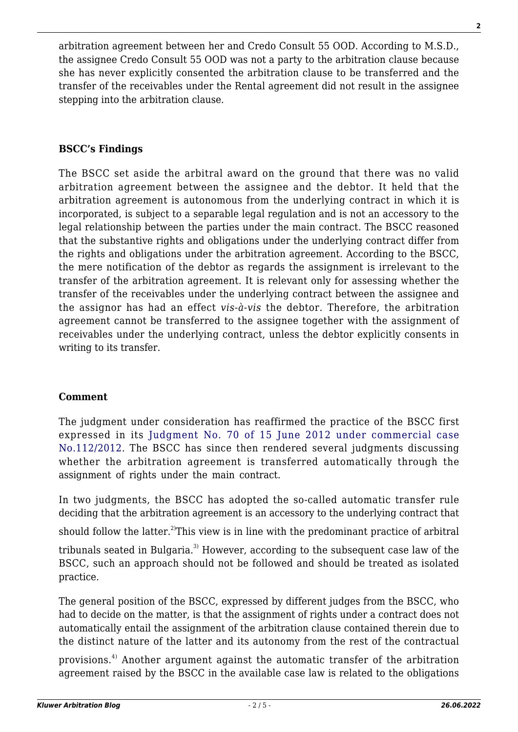arbitration agreement between her and Credo Consult 55 OOD. According to M.S.D., the assignee Credo Consult 55 OOD was not a party to the arbitration clause because she has never explicitly consented the arbitration clause to be transferred and the transfer of the receivables under the Rental agreement did not result in the assignee stepping into the arbitration clause.

**BSCC's Findings**

The BSCC set aside the arbitral award on the ground that there was no valid arbitration agreement between the assignee and the debtor. It held that the arbitration agreement is autonomous from the underlying contract in which it is incorporated, is subject to a separable legal regulation and is not an accessory to the legal relationship between the parties under the main contract. The BSCC reasoned that the substantive rights and obligations under the underlying contract differ from the rights and obligations under the arbitration agreement. According to the BSCC, the mere notification of the debtor as regards the assignment is irrelevant to the transfer of the arbitration agreement. It is relevant only for assessing whether the transfer of the receivables under the underlying contract between the assignee and the assignor has had an effect *vis-à-vis* the debtor. Therefore, the arbitration agreement cannot be transferred to the assignee together with the assignment of receivables under the underlying contract, unless the debtor explicitly consents in writing to its transfer.

**Comment**

The judgment under consideration has reaffirmed the practice of the BSCC first expressed in its Judgment No. 70 of 15 June 2012 under commercial case No.112/2012. The BSCC has since then rendered several judgments discussing whether the arbitration agreement is transferred automatically through the assignment of rights under the main contract.

In two judgments, the BSCC has adopted the so-called automatic transfer rule deciding that the arbitration agreement is an accessory to the underlying contract that should follow the latter.[2] This view is in line with the predominant practice of arbitral tribunals seated in Bulgaria.[3] However, according to the subsequent case law of the BSCC, such an approach should not be followed and should be treated as isolated practice.

The general position of the BSCC, expressed by different judges from the BSCC, who had to decide on the matter, is that the assignment of rights under a contract does not automatically entail the assignment of the arbitration clause contained therein due to the distinct nature of the latter and its autonomy from the rest of the contractual provisions.[4] Another argument against the automatic transfer of the arbitration agreement raised by the BSCC in the available case law is related to the obligations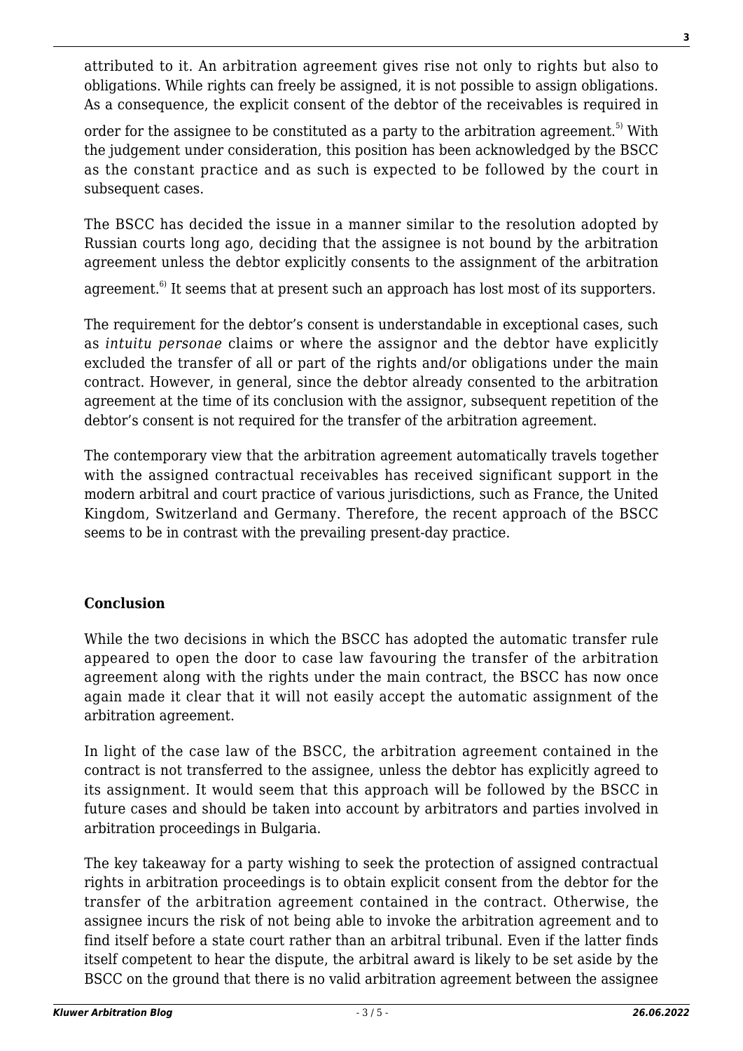attributed to it. An arbitration agreement gives rise not only to rights but also to obligations. While rights can freely be assigned, it is not possible to assign obligations. As a consequence, the explicit consent of the debtor of the receivables is required in order for the assignee to be constituted as a party to the arbitration agreement.[5] With the judgement under consideration, this position has been acknowledged by the BSCC as the constant practice and as such is expected to be followed by the court in subsequent cases.

The BSCC has decided the issue in a manner similar to the resolution adopted by Russian courts long ago, deciding that the assignee is not bound by the arbitration agreement unless the debtor explicitly consents to the assignment of the arbitration agreement.[6] It seems that at present such an approach has lost most of its supporters.

The requirement for the debtor's consent is understandable in exceptional cases, such as *intuitu personae* claims or where the assignor and the debtor have explicitly excluded the transfer of all or part of the rights and/or obligations under the main contract. However, in general, since the debtor already consented to the arbitration agreement at the time of its conclusion with the assignor, subsequent repetition of the debtor's consent is not required for the transfer of the arbitration agreement.

The contemporary view that the arbitration agreement automatically travels together with the assigned contractual receivables has received significant support in the modern arbitral and court practice of various jurisdictions, such as France, the United Kingdom, Switzerland and Germany. Therefore, the recent approach of the BSCC seems to be in contrast with the prevailing present-day practice.

## Conclusion

While the two decisions in which the BSCC has adopted the automatic transfer rule appeared to open the door to case law favouring the transfer of the arbitration agreement along with the rights under the main contract, the BSCC has now once again made it clear that it will not easily accept the automatic assignment of the arbitration agreement.

In light of the case law of the BSCC, the arbitration agreement contained in the contract is not transferred to the assignee, unless the debtor has explicitly agreed to its assignment. It would seem that this approach will be followed by the BSCC in future cases and should be taken into account by arbitrators and parties involved in arbitration proceedings in Bulgaria.

The key takeaway for a party wishing to seek the protection of assigned contractual rights in arbitration proceedings is to obtain explicit consent from the debtor for the transfer of the arbitration agreement contained in the contract. Otherwise, the assignee incurs the risk of not being able to invoke the arbitration agreement and to find itself before a state court rather than an arbitral tribunal. Even if the latter finds itself competent to hear the dispute, the arbitral award is likely to be set aside by the BSCC on the ground that there is no valid arbitration agreement between the assignee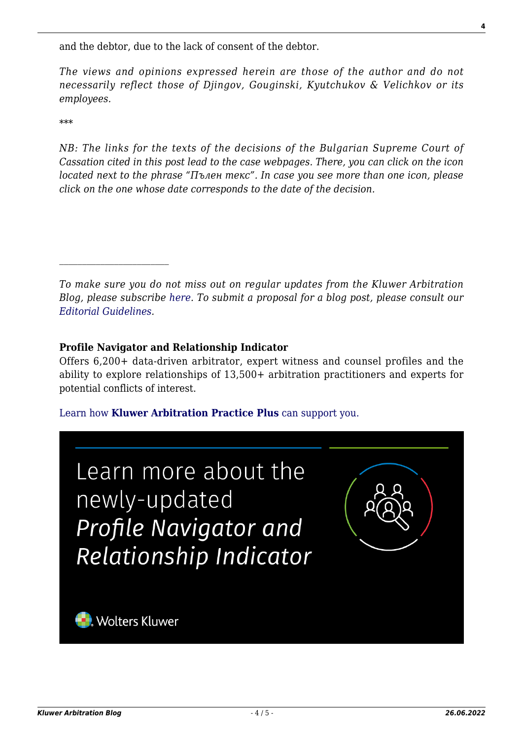and the debtor, due to the lack of consent of the debtor.

*The views and opinions expressed herein are those of the author and do not necessarily reflect those of Djingov, Gouginski, Kyutchukov & Velichkov or its employees.*

***

*NB: The links for the texts of the decisions of the Bulgarian Supreme Court of Cassation cited in this post lead to the case webpages. There, you can click on the icon located next to the phrase "Пълен текст". In case you see more than one icon, please click on the one whose date corresponds to the date of the decision.*

---

*To make sure you do not miss out on regular updates from the Kluwer Arbitration Blog, please subscribe here. To submit a proposal for a blog post, please consult our Editorial Guidelines.*

**Profile Navigator and Relationship Indicator**
Offers 6,200+ data-driven arbitrator, expert witness and counsel profiles and the ability to explore relationships of 13,500+ arbitration practitioners and experts for potential conflicts of interest.

Learn how **Kluwer Arbitration Practice Plus** can support you.

Learn more about the newly-updated *Profile Navigator and Relationship Indicator*

Wolters Kluwer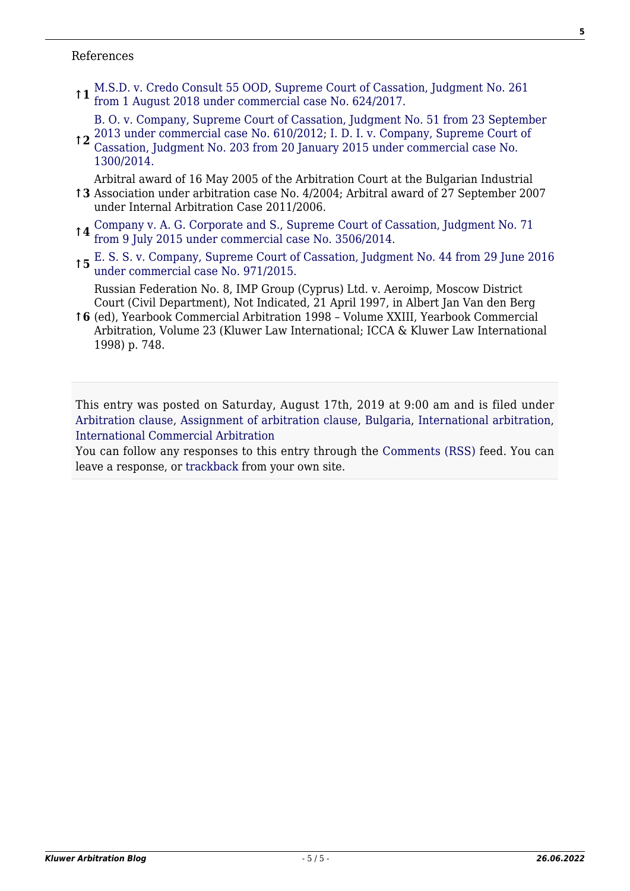References

- ↑1 M.S.D. v. Credo Consult 55 OOD, Supreme Court of Cassation, Judgment No. 261 from 1 August 2018 under commercial case No. 624/2017.
- ↑2 B. O. v. Company, Supreme Court of Cassation, Judgment No. 51 from 23 September 2013 under commercial case No. 610/2012; I. D. I. v. Company, Supreme Court of Cassation, Judgment No. 203 from 20 January 2015 under commercial case No. 1300/2014.
- ↑3 Arbitral award of 16 May 2005 of the Arbitration Court at the Bulgarian Industrial Association under arbitration case No. 4/2004; Arbitral award of 27 September 2007 under Internal Arbitration Case 2011/2006.
- ↑4 Company v. A. G. Corporate and S., Supreme Court of Cassation, Judgment No. 71 from 9 July 2015 under commercial case No. 3506/2014.
- ↑5 E. S. S. v. Company, Supreme Court of Cassation, Judgment No. 44 from 29 June 2016 under commercial case No. 971/2015.
- ↑6 Russian Federation No. 8, IMP Group (Cyprus) Ltd. v. Aeroimp, Moscow District Court (Civil Department), Not Indicated, 21 April 1997, in Albert Jan Van den Berg (ed), Yearbook Commercial Arbitration 1998 – Volume XXIII, Yearbook Commercial Arbitration, Volume 23 (Kluwer Law International; ICCA & Kluwer Law International 1998) p. 748.

This entry was posted on Saturday, August 17th, 2019 at 9:00 am and is filed under Arbitration clause, Assignment of arbitration clause, Bulgaria, International arbitration, International Commercial Arbitration
You can follow any responses to this entry through the Comments (RSS) feed. You can leave a response, or trackback from your own site.